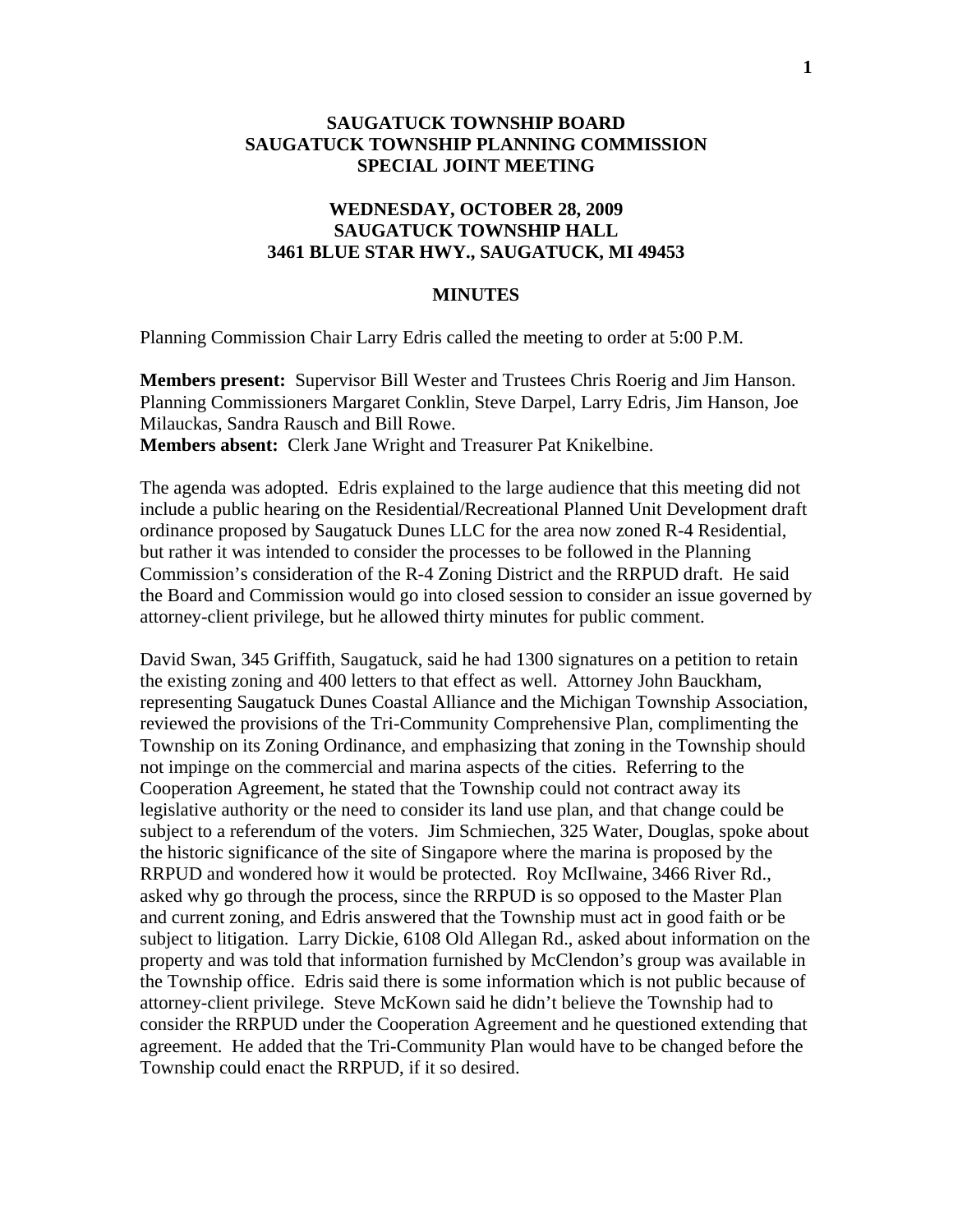# SAUGATUCK TOWNSHIP BOARD
# SAUGATUCK TOWNSHIP PLANNING COMMISSION
# SPECIAL JOINT MEETING

## WEDNESDAY, OCTOBER 28, 2009
## SAUGATUCK TOWNSHIP HALL
## 3461 BLUE STAR HWY., SAUGATUCK, MI 49453

### MINUTES

Planning Commission Chair Larry Edris called the meeting to order at 5:00 P.M.

**Members present:** Supervisor Bill Wester and Trustees Chris Roerig and Jim Hanson. Planning Commissioners Margaret Conklin, Steve Darpel, Larry Edris, Jim Hanson, Joe Milauckas, Sandra Rausch and Bill Rowe.
**Members absent:** Clerk Jane Wright and Treasurer Pat Knikelbine.

The agenda was adopted. Edris explained to the large audience that this meeting did not include a public hearing on the Residential/Recreational Planned Unit Development draft ordinance proposed by Saugatuck Dunes LLC for the area now zoned R-4 Residential, but rather it was intended to consider the processes to be followed in the Planning Commission's consideration of the R-4 Zoning District and the RRPUD draft. He said the Board and Commission would go into closed session to consider an issue governed by attorney-client privilege, but he allowed thirty minutes for public comment.

David Swan, 345 Griffith, Saugatuck, said he had 1300 signatures on a petition to retain the existing zoning and 400 letters to that effect as well. Attorney John Bauckham, representing Saugatuck Dunes Coastal Alliance and the Michigan Township Association, reviewed the provisions of the Tri-Community Comprehensive Plan, complimenting the Township on its Zoning Ordinance, and emphasizing that zoning in the Township should not impinge on the commercial and marina aspects of the cities. Referring to the Cooperation Agreement, he stated that the Township could not contract away its legislative authority or the need to consider its land use plan, and that change could be subject to a referendum of the voters. Jim Schmiechen, 325 Water, Douglas, spoke about the historic significance of the site of Singapore where the marina is proposed by the RRPUD and wondered how it would be protected. Roy McIlwaine, 3466 River Rd., asked why go through the process, since the RRPUD is so opposed to the Master Plan and current zoning, and Edris answered that the Township must act in good faith or be subject to litigation. Larry Dickie, 6108 Old Allegan Rd., asked about information on the property and was told that information furnished by McClendon's group was available in the Township office. Edris said there is some information which is not public because of attorney-client privilege. Steve McKown said he didn't believe the Township had to consider the RRPUD under the Cooperation Agreement and he questioned extending that agreement. He added that the Tri-Community Plan would have to be changed before the Township could enact the RRPUD, if it so desired.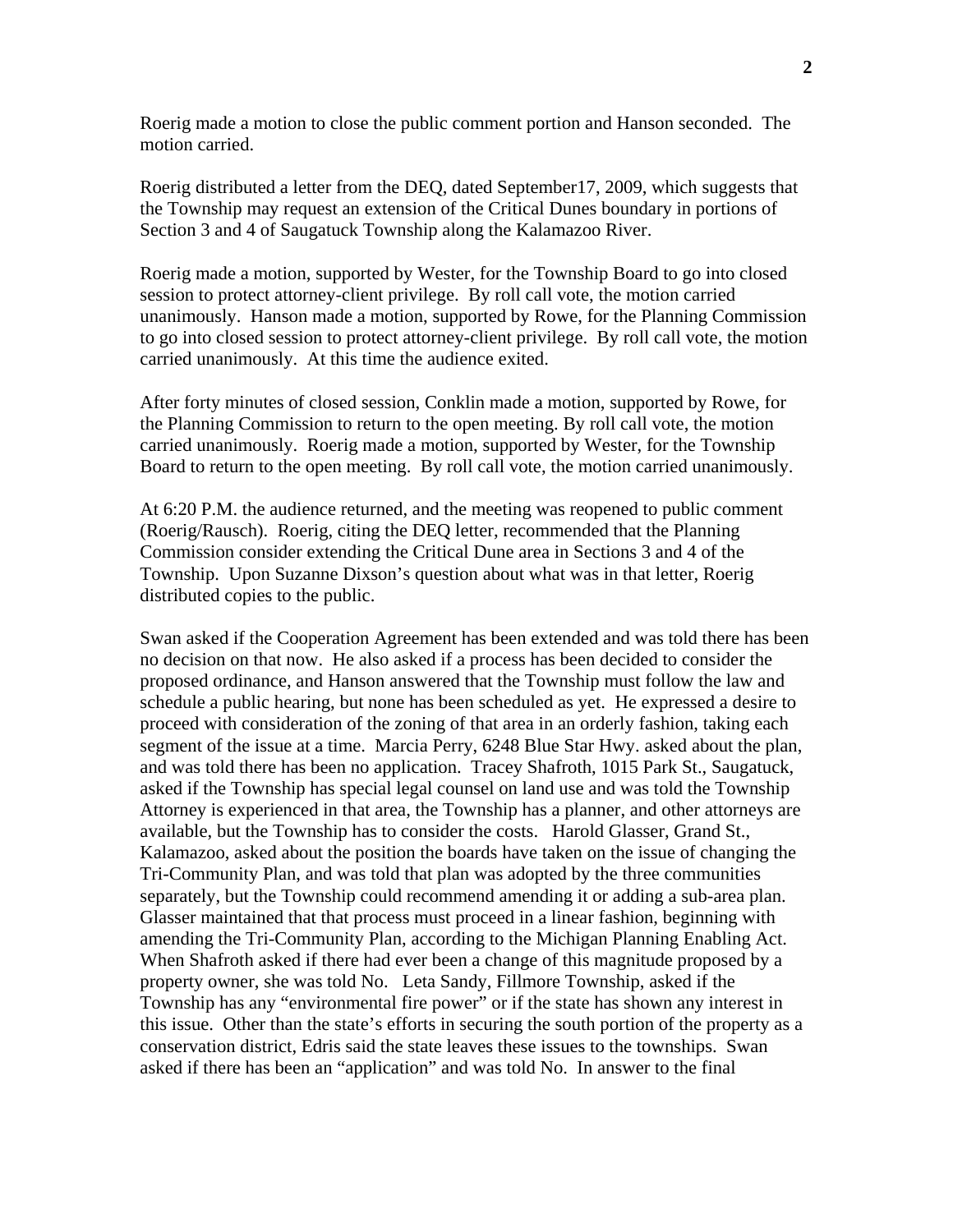Roerig made a motion to close the public comment portion and Hanson seconded. The motion carried.

Roerig distributed a letter from the DEQ, dated September17, 2009, which suggests that the Township may request an extension of the Critical Dunes boundary in portions of Section 3 and 4 of Saugatuck Township along the Kalamazoo River.

Roerig made a motion, supported by Wester, for the Township Board to go into closed session to protect attorney-client privilege. By roll call vote, the motion carried unanimously. Hanson made a motion, supported by Rowe, for the Planning Commission to go into closed session to protect attorney-client privilege. By roll call vote, the motion carried unanimously. At this time the audience exited.

After forty minutes of closed session, Conklin made a motion, supported by Rowe, for the Planning Commission to return to the open meeting. By roll call vote, the motion carried unanimously. Roerig made a motion, supported by Wester, for the Township Board to return to the open meeting. By roll call vote, the motion carried unanimously.

At 6:20 P.M. the audience returned, and the meeting was reopened to public comment (Roerig/Rausch). Roerig, citing the DEQ letter, recommended that the Planning Commission consider extending the Critical Dune area in Sections 3 and 4 of the Township. Upon Suzanne Dixson's question about what was in that letter, Roerig distributed copies to the public.

Swan asked if the Cooperation Agreement has been extended and was told there has been no decision on that now. He also asked if a process has been decided to consider the proposed ordinance, and Hanson answered that the Township must follow the law and schedule a public hearing, but none has been scheduled as yet. He expressed a desire to proceed with consideration of the zoning of that area in an orderly fashion, taking each segment of the issue at a time. Marcia Perry, 6248 Blue Star Hwy. asked about the plan, and was told there has been no application. Tracey Shafroth, 1015 Park St., Saugatuck, asked if the Township has special legal counsel on land use and was told the Township Attorney is experienced in that area, the Township has a planner, and other attorneys are available, but the Township has to consider the costs. Harold Glasser, Grand St., Kalamazoo, asked about the position the boards have taken on the issue of changing the Tri-Community Plan, and was told that plan was adopted by the three communities separately, but the Township could recommend amending it or adding a sub-area plan. Glasser maintained that that process must proceed in a linear fashion, beginning with amending the Tri-Community Plan, according to the Michigan Planning Enabling Act. When Shafroth asked if there had ever been a change of this magnitude proposed by a property owner, she was told No. Leta Sandy, Fillmore Township, asked if the Township has any "environmental fire power" or if the state has shown any interest in this issue. Other than the state's efforts in securing the south portion of the property as a conservation district, Edris said the state leaves these issues to the townships. Swan asked if there has been an "application" and was told No. In answer to the final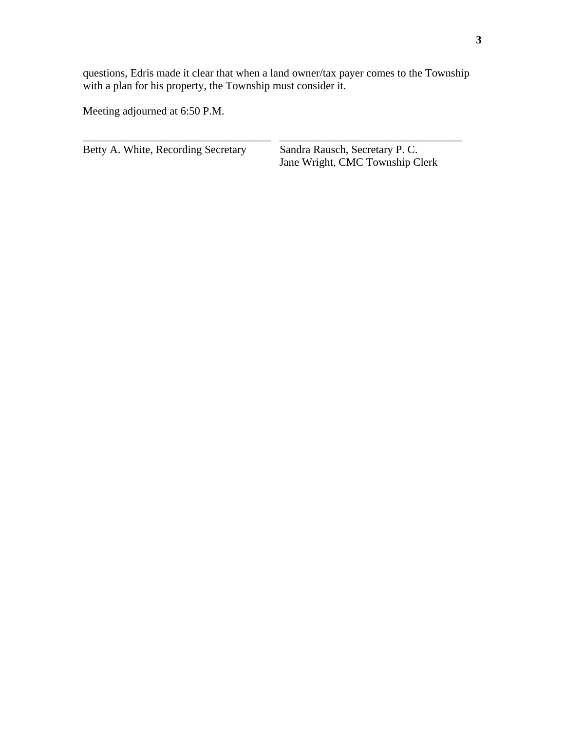questions, Edris made it clear that when a land owner/tax payer comes to the Township with a plan for his property, the Township must consider it.

Meeting adjourned at 6:50 P.M.

| | |
|---|---|
| ___________________________________ | ___________________________________ |
| Betty A. White, Recording Secretary | Sandra Rausch, Secretary P. C.<br>Jane Wright, CMC Township Clerk |